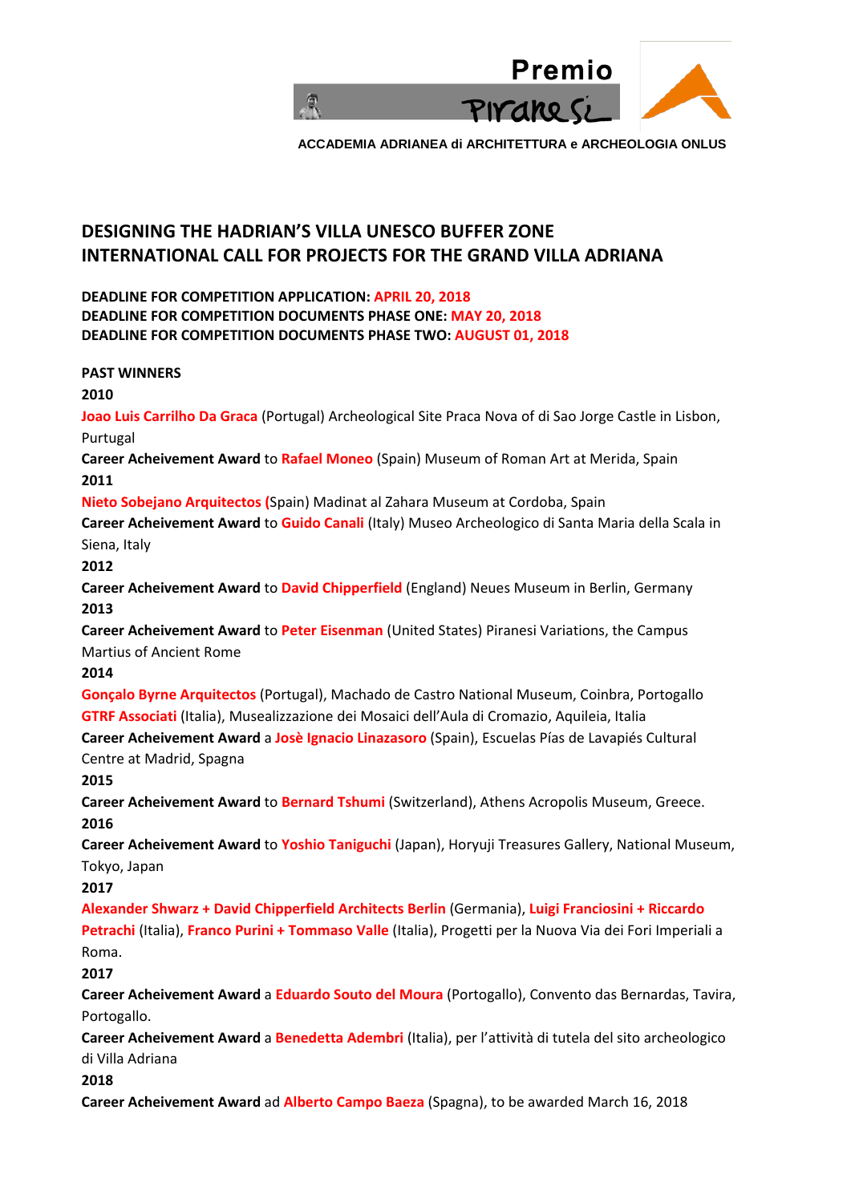Premio Piranesi

ACCADEMIA ADRIANEA di ARCHITETTURA e ARCHEOLOGIA ONLUS

# DESIGNING THE HADRIAN'S VILLA UNESCO BUFFER ZONE INTERNATIONAL CALL FOR PROJECTS FOR THE GRAND VILLA ADRIANA

**DEADLINE FOR COMPETITION APPLICATION: APRIL 20, 2018**
**DEADLINE FOR COMPETITION DOCUMENTS PHASE ONE: MAY 20, 2018**
**DEADLINE FOR COMPETITION DOCUMENTS PHASE TWO: AUGUST 01, 2018**

**PAST WINNERS**

**2010**

**Joao Luis Carrilho Da Graca** (Portugal) Archeological Site Praca Nova of di Sao Jorge Castle in Lisbon, Purtugal

**Career Acheivement Award** to **Rafael Moneo** (Spain) Museum of Roman Art at Merida, Spain

**2011**

**Nieto Sobejano Arquitectos** (Spain) Madinat al Zahara Museum at Cordoba, Spain

**Career Acheivement Award** to **Guido Canali** (Italy) Museo Archeologico di Santa Maria della Scala in Siena, Italy

**2012**

**Career Acheivement Award** to **David Chipperfield** (England) Neues Museum in Berlin, Germany

**2013**

**Career Acheivement Award** to **Peter Eisenman** (United States) Piranesi Variations, the Campus Martius of Ancient Rome

**2014**

**Gonçalo Byrne Arquitectos** (Portugal), Machado de Castro National Museum, Coinbra, Portogallo

**GTRF Associati** (Italia), Musealizzazione dei Mosaici dell'Aula di Cromazio, Aquileia, Italia

**Career Acheivement Award** a **Josè Ignacio Linazasoro** (Spain), Escuelas Pías de Lavapiés Cultural Centre at Madrid, Spagna

**2015**

**Career Acheivement Award** to **Bernard Tshumi** (Switzerland), Athens Acropolis Museum, Greece.

**2016**

**Career Acheivement Award** to **Yoshio Taniguchi** (Japan), Horyuji Treasures Gallery, National Museum, Tokyo, Japan

**2017**

**Alexander Shwarz + David Chipperfield Architects Berlin** (Germania), **Luigi Franciosini + Riccardo Petrachi** (Italia), **Franco Purini + Tommaso Valle** (Italia), Progetti per la Nuova Via dei Fori Imperiali a Roma.

**2017**

**Career Acheivement Award** a **Eduardo Souto del Moura** (Portogallo), Convento das Bernardas, Tavira, Portogallo.

**Career Acheivement Award** a **Benedetta Adembri** (Italia), per l'attività di tutela del sito archeologico di Villa Adriana

**2018**

**Career Acheivement Award** ad **Alberto Campo Baeza** (Spagna), to be awarded March 16, 2018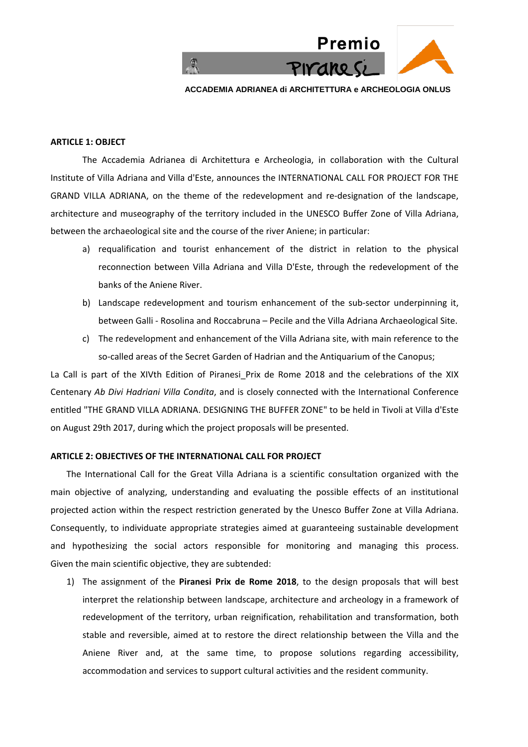**ARTICLE 1: OBJECT**

The Accademia Adrianea di Architettura e Archeologia, in collaboration with the Cultural Institute of Villa Adriana and Villa d'Este, announces the INTERNATIONAL CALL FOR PROJECT FOR THE GRAND VILLA ADRIANA, on the theme of the redevelopment and re-designation of the landscape, architecture and museography of the territory included in the UNESCO Buffer Zone of Villa Adriana, between the archaeological site and the course of the river Aniene; in particular:

a) requalification and tourist enhancement of the district in relation to the physical reconnection between Villa Adriana and Villa D'Este, through the redevelopment of the banks of the Aniene River.
b) Landscape redevelopment and tourism enhancement of the sub-sector underpinning it, between Galli - Rosolina and Roccabruna – Pecile and the Villa Adriana Archaeological Site.
c) The redevelopment and enhancement of the Villa Adriana site, with main reference to the so-called areas of the Secret Garden of Hadrian and the Antiquarium of the Canopus;

La Call is part of the XIVth Edition of Piranesi_Prix de Rome 2018 and the celebrations of the XIX Centenary *Ab Divi Hadriani Villa Condita*, and is closely connected with the International Conference entitled "THE GRAND VILLA ADRIANA. DESIGNING THE BUFFER ZONE" to be held in Tivoli at Villa d'Este on August 29th 2017, during which the project proposals will be presented.

**ARTICLE 2: OBJECTIVES OF THE INTERNATIONAL CALL FOR PROJECT**

The International Call for the Great Villa Adriana is a scientific consultation organized with the main objective of analyzing, understanding and evaluating the possible effects of an institutional projected action within the respect restriction generated by the Unesco Buffer Zone at Villa Adriana. Consequently, to individuate appropriate strategies aimed at guaranteeing sustainable development and hypothesizing the social actors responsible for monitoring and managing this process. Given the main scientific objective, they are subtended:

1) The assignment of the **Piranesi Prix de Rome 2018**, to the design proposals that will best interpret the relationship between landscape, architecture and archeology in a framework of redevelopment of the territory, urban reignification, rehabilitation and transformation, both stable and reversible, aimed at to restore the direct relationship between the Villa and the Aniene River and, at the same time, to propose solutions regarding accessibility, accommodation and services to support cultural activities and the resident community.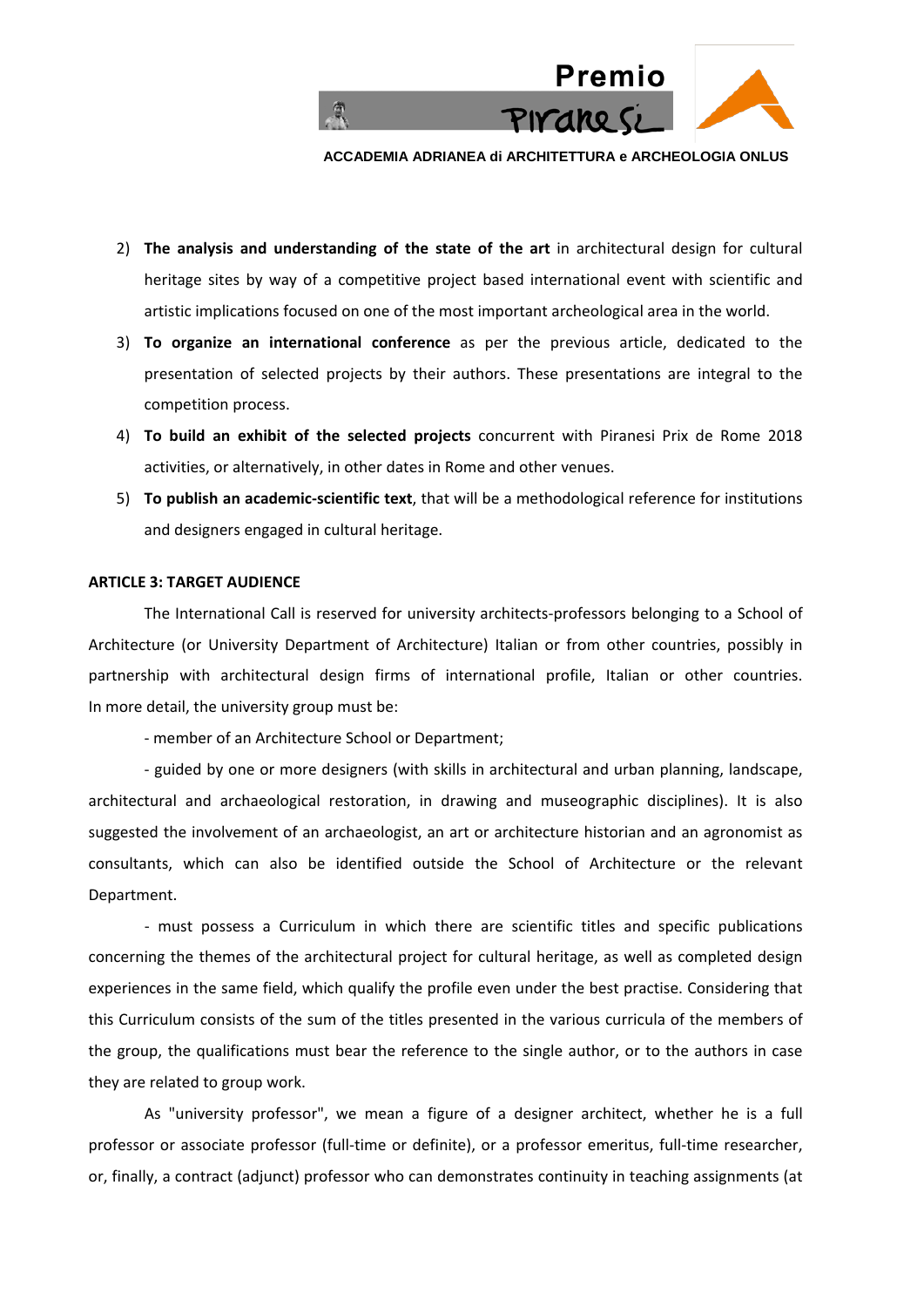2) **The analysis and understanding of the state of the art** in architectural design for cultural heritage sites by way of a competitive project based international event with scientific and artistic implications focused on one of the most important archeological area in the world.
3) **To organize an international conference** as per the previous article, dedicated to the presentation of selected projects by their authors. These presentations are integral to the competition process.
4) **To build an exhibit of the selected projects** concurrent with Piranesi Prix de Rome 2018 activities, or alternatively, in other dates in Rome and other venues.
5) **To publish an academic-scientific text**, that will be a methodological reference for institutions and designers engaged in cultural heritage.

**ARTICLE 3: TARGET AUDIENCE**

The International Call is reserved for university architects-professors belonging to a School of Architecture (or University Department of Architecture) Italian or from other countries, possibly in partnership with architectural design firms of international profile, Italian or other countries. In more detail, the university group must be:

- member of an Architecture School or Department;

- guided by one or more designers (with skills in architectural and urban planning, landscape, architectural and archaeological restoration, in drawing and museographic disciplines). It is also suggested the involvement of an archaeologist, an art or architecture historian and an agronomist as consultants, which can also be identified outside the School of Architecture or the relevant Department.

- must possess a Curriculum in which there are scientific titles and specific publications concerning the themes of the architectural project for cultural heritage, as well as completed design experiences in the same field, which qualify the profile even under the best practise. Considering that this Curriculum consists of the sum of the titles presented in the various curricula of the members of the group, the qualifications must bear the reference to the single author, or to the authors in case they are related to group work.

As "university professor", we mean a figure of a designer architect, whether he is a full professor or associate professor (full-time or definite), or a professor emeritus, full-time researcher, or, finally, a contract (adjunct) professor who can demonstrates continuity in teaching assignments (at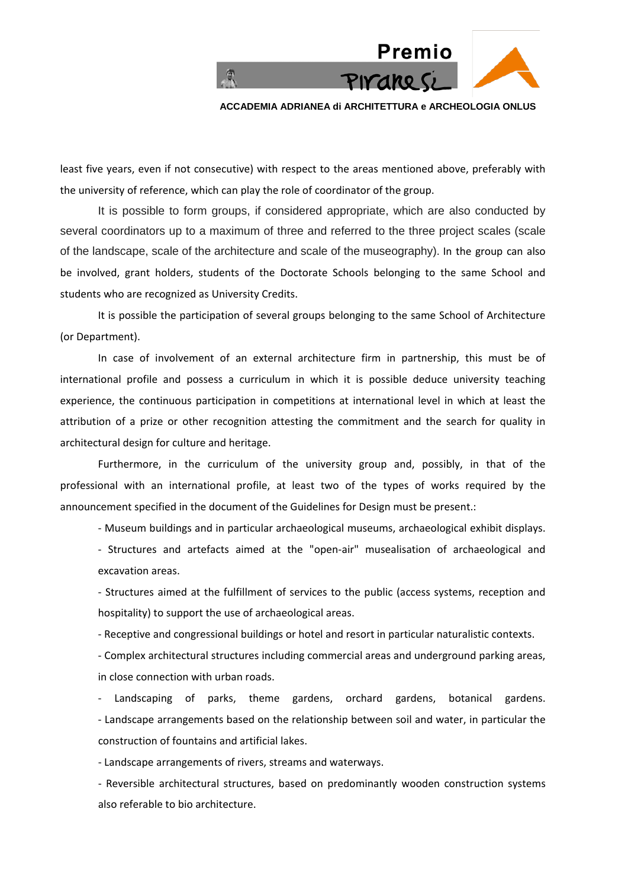least five years, even if not consecutive) with respect to the areas mentioned above, preferably with the university of reference, which can play the role of coordinator of the group.

It is possible to form groups, if considered appropriate, which are also conducted by several coordinators up to a maximum of three and referred to the three project scales (scale of the landscape, scale of the architecture and scale of the museography). In the group can also be involved, grant holders, students of the Doctorate Schools belonging to the same School and students who are recognized as University Credits.

It is possible the participation of several groups belonging to the same School of Architecture (or Department).

In case of involvement of an external architecture firm in partnership, this must be of international profile and possess a curriculum in which it is possible deduce university teaching experience, the continuous participation in competitions at international level in which at least the attribution of a prize or other recognition attesting the commitment and the search for quality in architectural design for culture and heritage.

Furthermore, in the curriculum of the university group and, possibly, in that of the professional with an international profile, at least two of the types of works required by the announcement specified in the document of the Guidelines for Design must be present.:

- Museum buildings and in particular archaeological museums, archaeological exhibit displays.
- Structures and artefacts aimed at the "open-air" musealisation of archaeological and excavation areas.
- Structures aimed at the fulfillment of services to the public (access systems, reception and hospitality) to support the use of archaeological areas.
- Receptive and congressional buildings or hotel and resort in particular naturalistic contexts.
- Complex architectural structures including commercial areas and underground parking areas, in close connection with urban roads.
- Landscaping of parks, theme gardens, orchard gardens, botanical gardens.
- Landscape arrangements based on the relationship between soil and water, in particular the construction of fountains and artificial lakes.
- Landscape arrangements of rivers, streams and waterways.
- Reversible architectural structures, based on predominantly wooden construction systems also referable to bio architecture.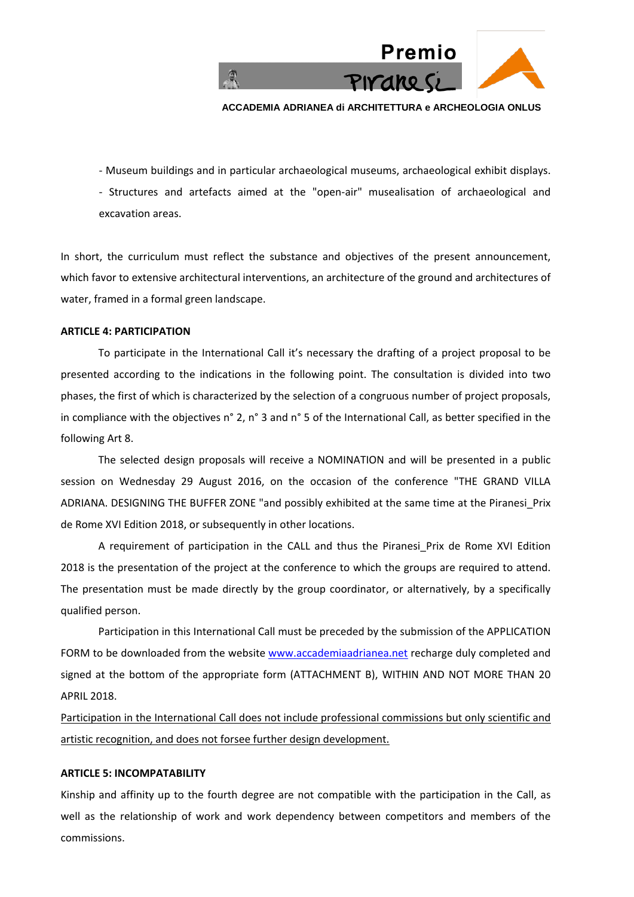- Museum buildings and in particular archaeological museums, archaeological exhibit displays.

- Structures and artefacts aimed at the "open-air" musealisation of archaeological and excavation areas.

In short, the curriculum must reflect the substance and objectives of the present announcement, which favor to extensive architectural interventions, an architecture of the ground and architectures of water, framed in a formal green landscape.

**ARTICLE 4: PARTICIPATION**

To participate in the International Call it's necessary the drafting of a project proposal to be presented according to the indications in the following point. The consultation is divided into two phases, the first of which is characterized by the selection of a congruous number of project proposals, in compliance with the objectives n° 2, n° 3 and n° 5 of the International Call, as better specified in the following Art 8.

The selected design proposals will receive a NOMINATION and will be presented in a public session on Wednesday 29 August 2016, on the occasion of the conference "THE GRAND VILLA ADRIANA. DESIGNING THE BUFFER ZONE "and possibly exhibited at the same time at the Piranesi_Prix de Rome XVI Edition 2018, or subsequently in other locations.

A requirement of participation in the CALL and thus the Piranesi_Prix de Rome XVI Edition 2018 is the presentation of the project at the conference to which the groups are required to attend. The presentation must be made directly by the group coordinator, or alternatively, by a specifically qualified person.

Participation in this International Call must be preceded by the submission of the APPLICATION FORM to be downloaded from the website www.accademiaadrianea.net recharge duly completed and signed at the bottom of the appropriate form (ATTACHMENT B), WITHIN AND NOT MORE THAN 20 APRIL 2018.

<u>Participation in the International Call does not include professional commissions but only scientific and artistic recognition, and does not forsee further design development.</u>

**ARTICLE 5: INCOMPATABILITY**

Kinship and affinity up to the fourth degree are not compatible with the participation in the Call, as well as the relationship of work and work dependency between competitors and members of the commissions.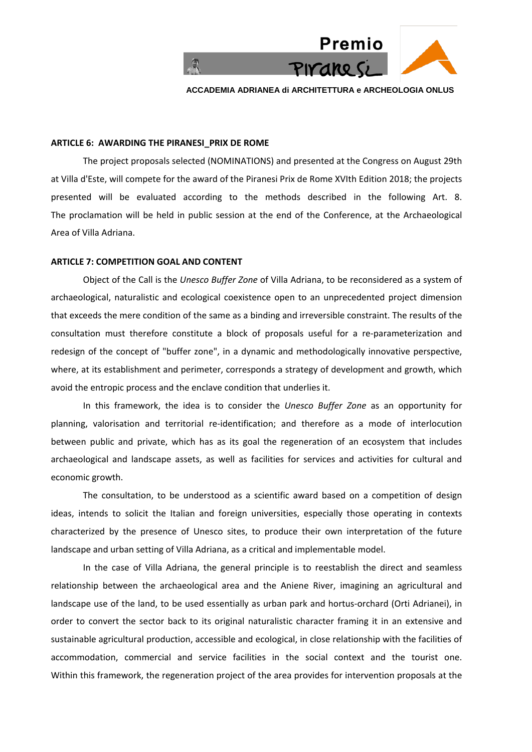**ARTICLE 6: AWARDING THE PIRANESI_PRIX DE ROME**

The project proposals selected (NOMINATIONS) and presented at the Congress on August 29th at Villa d'Este, will compete for the award of the Piranesi Prix de Rome XVIth Edition 2018; the projects presented will be evaluated according to the methods described in the following Art. 8. The proclamation will be held in public session at the end of the Conference, at the Archaeological Area of Villa Adriana.

**ARTICLE 7: COMPETITION GOAL AND CONTENT**

Object of the Call is the *Unesco Buffer Zone* of Villa Adriana, to be reconsidered as a system of archaeological, naturalistic and ecological coexistence open to an unprecedented project dimension that exceeds the mere condition of the same as a binding and irreversible constraint. The results of the consultation must therefore constitute a block of proposals useful for a re-parameterization and redesign of the concept of "buffer zone", in a dynamic and methodologically innovative perspective, where, at its establishment and perimeter, corresponds a strategy of development and growth, which avoid the entropic process and the enclave condition that underlies it.

In this framework, the idea is to consider the *Unesco Buffer Zone* as an opportunity for planning, valorisation and territorial re-identification; and therefore as a mode of interlocution between public and private, which has as its goal the regeneration of an ecosystem that includes archaeological and landscape assets, as well as facilities for services and activities for cultural and economic growth.

The consultation, to be understood as a scientific award based on a competition of design ideas, intends to solicit the Italian and foreign universities, especially those operating in contexts characterized by the presence of Unesco sites, to produce their own interpretation of the future landscape and urban setting of Villa Adriana, as a critical and implementable model.

In the case of Villa Adriana, the general principle is to reestablish the direct and seamless relationship between the archaeological area and the Aniene River, imagining an agricultural and landscape use of the land, to be used essentially as urban park and hortus-orchard (Orti Adrianei), in order to convert the sector back to its original naturalistic character framing it in an extensive and sustainable agricultural production, accessible and ecological, in close relationship with the facilities of accommodation, commercial and service facilities in the social context and the tourist one. Within this framework, the regeneration project of the area provides for intervention proposals at the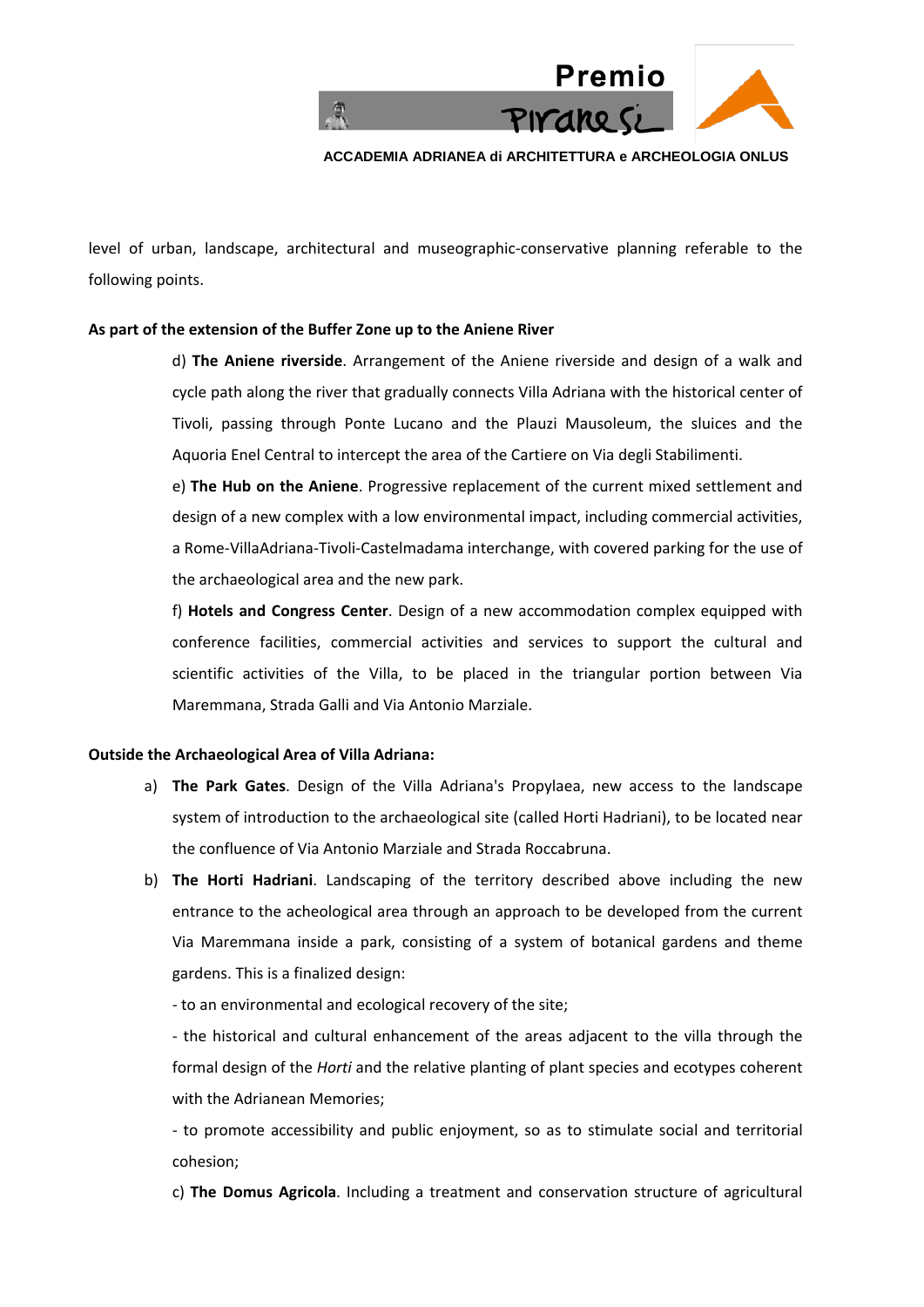level of urban, landscape, architectural and museographic-conservative planning referable to the following points.

**As part of the extension of the Buffer Zone up to the Aniene River**

d) **The Aniene riverside**. Arrangement of the Aniene riverside and design of a walk and cycle path along the river that gradually connects Villa Adriana with the historical center of Tivoli, passing through Ponte Lucano and the Plauzi Mausoleum, the sluices and the Aquoria Enel Central to intercept the area of the Cartiere on Via degli Stabilimenti.

e) **The Hub on the Aniene**. Progressive replacement of the current mixed settlement and design of a new complex with a low environmental impact, including commercial activities, a Rome-VillaAdriana-Tivoli-Castelmadama interchange, with covered parking for the use of the archaeological area and the new park.

f) **Hotels and Congress Center**. Design of a new accommodation complex equipped with conference facilities, commercial activities and services to support the cultural and scientific activities of the Villa, to be placed in the triangular portion between Via Maremmana, Strada Galli and Via Antonio Marziale.

**Outside the Archaeological Area of Villa Adriana:**

a) **The Park Gates**. Design of the Villa Adriana's Propylaea, new access to the landscape system of introduction to the archaeological site (called Horti Hadriani), to be located near the confluence of Via Antonio Marziale and Strada Roccabruna.

b) **The Horti Hadriani**. Landscaping of the territory described above including the new entrance to the acheological area through an approach to be developed from the current Via Maremmana inside a park, consisting of a system of botanical gardens and theme gardens. This is a finalized design:

- to an environmental and ecological recovery of the site;
- the historical and cultural enhancement of the areas adjacent to the villa through the formal design of the *Horti* and the relative planting of plant species and ecotypes coherent with the Adrianean Memories;
- to promote accessibility and public enjoyment, so as to stimulate social and territorial cohesion;

c) **The Domus Agricola**. Including a treatment and conservation structure of agricultural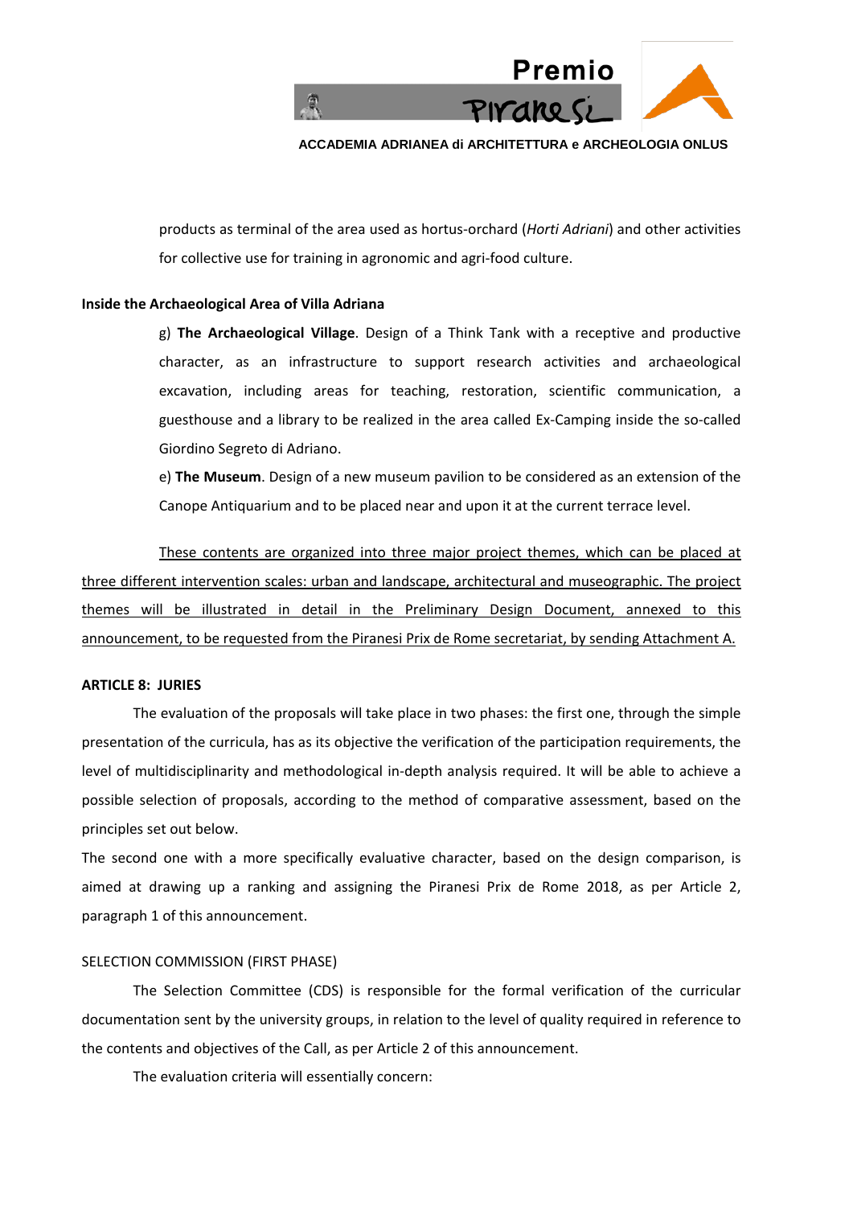products as terminal of the area used as hortus-orchard (*Horti Adriani*) and other activities for collective use for training in agronomic and agri-food culture.

**Inside the Archaeological Area of Villa Adriana**

g) **The Archaeological Village**. Design of a Think Tank with a receptive and productive character, as an infrastructure to support research activities and archaeological excavation, including areas for teaching, restoration, scientific communication, a guesthouse and a library to be realized in the area called Ex-Camping inside the so-called Giordino Segreto di Adriano.

e) **The Museum**. Design of a new museum pavilion to be considered as an extension of the Canope Antiquarium and to be placed near and upon it at the current terrace level.

<u>These contents are organized into three major project themes, which can be placed at three different intervention scales: urban and landscape, architectural and museographic. The project themes will be illustrated in detail in the Preliminary Design Document, annexed to this announcement, to be requested from the Piranesi Prix de Rome secretariat, by sending Attachment A.</u>

**ARTICLE 8: JURIES**

The evaluation of the proposals will take place in two phases: the first one, through the simple presentation of the curricula, has as its objective the verification of the participation requirements, the level of multidisciplinarity and methodological in-depth analysis required. It will be able to achieve a possible selection of proposals, according to the method of comparative assessment, based on the principles set out below.

The second one with a more specifically evaluative character, based on the design comparison, is aimed at drawing up a ranking and assigning the Piranesi Prix de Rome 2018, as per Article 2, paragraph 1 of this announcement.

SELECTION COMMISSION (FIRST PHASE)

The Selection Committee (CDS) is responsible for the formal verification of the curricular documentation sent by the university groups, in relation to the level of quality required in reference to the contents and objectives of the Call, as per Article 2 of this announcement.

The evaluation criteria will essentially concern: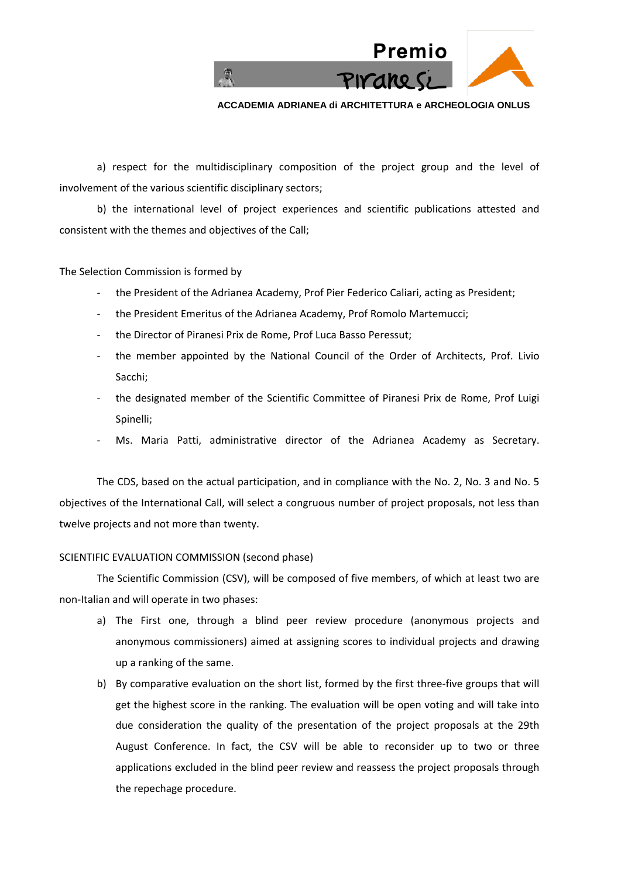a) respect for the multidisciplinary composition of the project group and the level of involvement of the various scientific disciplinary sectors;

b) the international level of project experiences and scientific publications attested and consistent with the themes and objectives of the Call;

The Selection Commission is formed by

- the President of the Adrianea Academy, Prof Pier Federico Caliari, acting as President;
- the President Emeritus of the Adrianea Academy, Prof Romolo Martemucci;
- the Director of Piranesi Prix de Rome, Prof Luca Basso Peressut;
- the member appointed by the National Council of the Order of Architects, Prof. Livio Sacchi;
- the designated member of the Scientific Committee of Piranesi Prix de Rome, Prof Luigi Spinelli;
- Ms. Maria Patti, administrative director of the Adrianea Academy as Secretary.

The CDS, based on the actual participation, and in compliance with the No. 2, No. 3 and No. 5 objectives of the International Call, will select a congruous number of project proposals, not less than twelve projects and not more than twenty.

SCIENTIFIC EVALUATION COMMISSION (second phase)

The Scientific Commission (CSV), will be composed of five members, of which at least two are non-Italian and will operate in two phases:

a) The First one, through a blind peer review procedure (anonymous projects and anonymous commissioners) aimed at assigning scores to individual projects and drawing up a ranking of the same.

b) By comparative evaluation on the short list, formed by the first three-five groups that will get the highest score in the ranking. The evaluation will be open voting and will take into due consideration the quality of the presentation of the project proposals at the 29th August Conference. In fact, the CSV will be able to reconsider up to two or three applications excluded in the blind peer review and reassess the project proposals through the repechage procedure.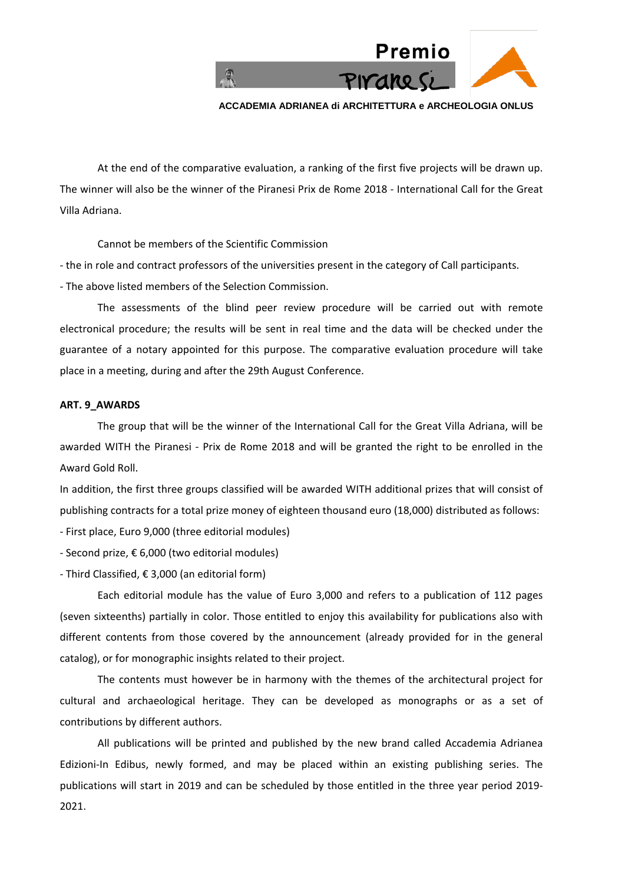At the end of the comparative evaluation, a ranking of the first five projects will be drawn up. The winner will also be the winner of the Piranesi Prix de Rome 2018 - International Call for the Great Villa Adriana.

Cannot be members of the Scientific Commission

- the in role and contract professors of the universities present in the category of Call participants.
- The above listed members of the Selection Commission.

The assessments of the blind peer review procedure will be carried out with remote electronical procedure; the results will be sent in real time and the data will be checked under the guarantee of a notary appointed for this purpose. The comparative evaluation procedure will take place in a meeting, during and after the 29th August Conference.

**ART. 9_AWARDS**

The group that will be the winner of the International Call for the Great Villa Adriana, will be awarded WITH the Piranesi - Prix de Rome 2018 and will be granted the right to be enrolled in the Award Gold Roll.

In addition, the first three groups classified will be awarded WITH additional prizes that will consist of publishing contracts for a total prize money of eighteen thousand euro (18,000) distributed as follows:

- First place, Euro 9,000 (three editorial modules)
- Second prize, € 6,000 (two editorial modules)
- Third Classified, € 3,000 (an editorial form)

Each editorial module has the value of Euro 3,000 and refers to a publication of 112 pages (seven sixteenths) partially in color. Those entitled to enjoy this availability for publications also with different contents from those covered by the announcement (already provided for in the general catalog), or for monographic insights related to their project.

The contents must however be in harmony with the themes of the architectural project for cultural and archaeological heritage. They can be developed as monographs or as a set of contributions by different authors.

All publications will be printed and published by the new brand called Accademia Adrianea Edizioni-In Edibus, newly formed, and may be placed within an existing publishing series. The publications will start in 2019 and can be scheduled by those entitled in the three year period 2019-2021.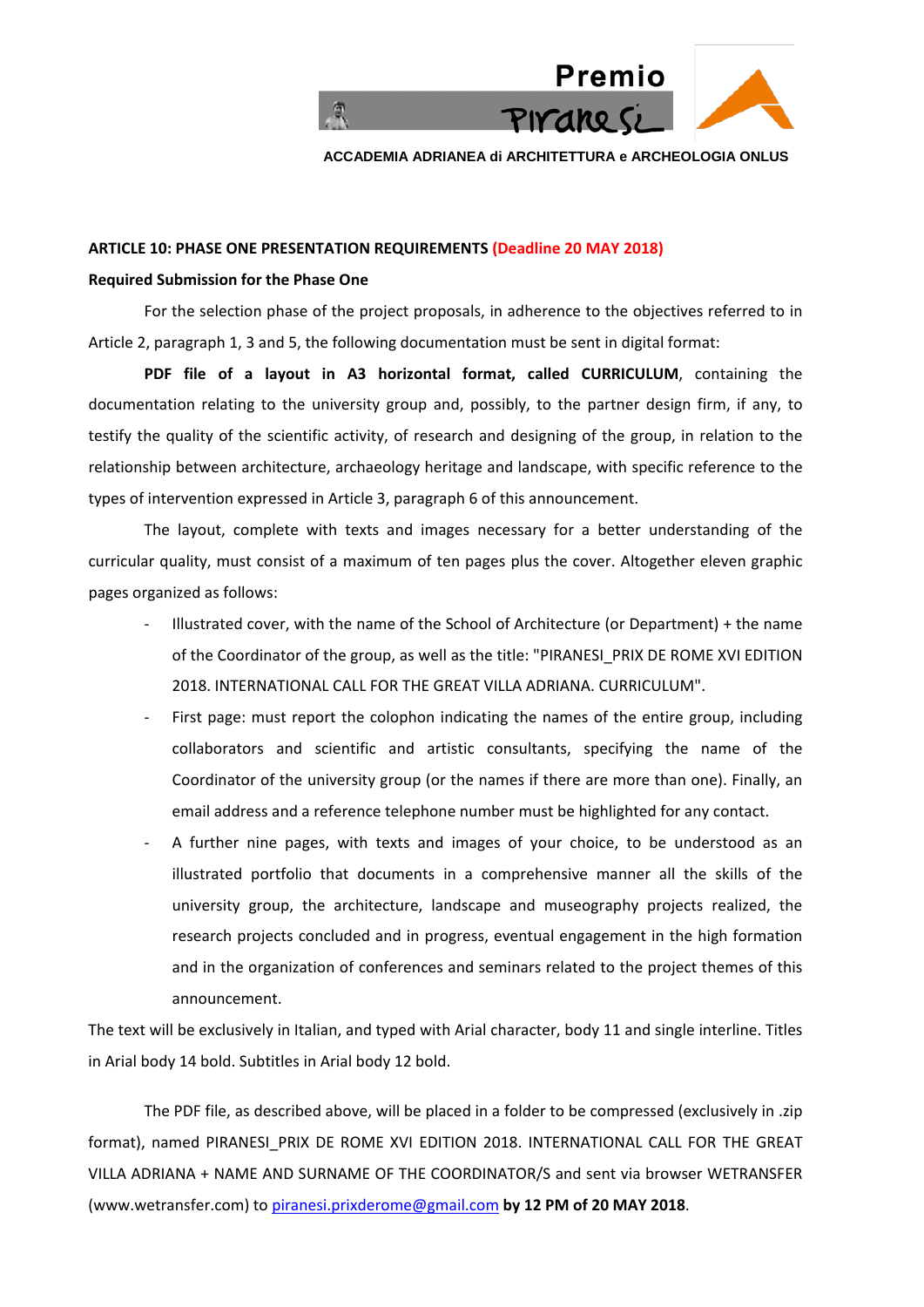**ARTICLE 10: PHASE ONE PRESENTATION REQUIREMENTS (Deadline 20 MAY 2018)**

**Required Submission for the Phase One**

For the selection phase of the project proposals, in adherence to the objectives referred to in Article 2, paragraph 1, 3 and 5, the following documentation must be sent in digital format:

**PDF file of a layout in A3 horizontal format, called CURRICULUM**, containing the documentation relating to the university group and, possibly, to the partner design firm, if any, to testify the quality of the scientific activity, of research and designing of the group, in relation to the relationship between architecture, archaeology heritage and landscape, with specific reference to the types of intervention expressed in Article 3, paragraph 6 of this announcement.

The layout, complete with texts and images necessary for a better understanding of the curricular quality, must consist of a maximum of ten pages plus the cover. Altogether eleven graphic pages organized as follows:

- Illustrated cover, with the name of the School of Architecture (or Department) + the name of the Coordinator of the group, as well as the title: "PIRANESI_PRIX DE ROME XVI EDITION 2018. INTERNATIONAL CALL FOR THE GREAT VILLA ADRIANA. CURRICULUM".
- First page: must report the colophon indicating the names of the entire group, including collaborators and scientific and artistic consultants, specifying the name of the Coordinator of the university group (or the names if there are more than one). Finally, an email address and a reference telephone number must be highlighted for any contact.
- A further nine pages, with texts and images of your choice, to be understood as an illustrated portfolio that documents in a comprehensive manner all the skills of the university group, the architecture, landscape and museography projects realized, the research projects concluded and in progress, eventual engagement in the high formation and in the organization of conferences and seminars related to the project themes of this announcement.

The text will be exclusively in Italian, and typed with Arial character, body 11 and single interline. Titles in Arial body 14 bold. Subtitles in Arial body 12 bold.

The PDF file, as described above, will be placed in a folder to be compressed (exclusively in .zip format), named PIRANESI_PRIX DE ROME XVI EDITION 2018. INTERNATIONAL CALL FOR THE GREAT VILLA ADRIANA + NAME AND SURNAME OF THE COORDINATOR/S and sent via browser WETRANSFER (www.wetransfer.com) to piranesi.prixderome@gmail.com **by 12 PM of 20 MAY 2018**.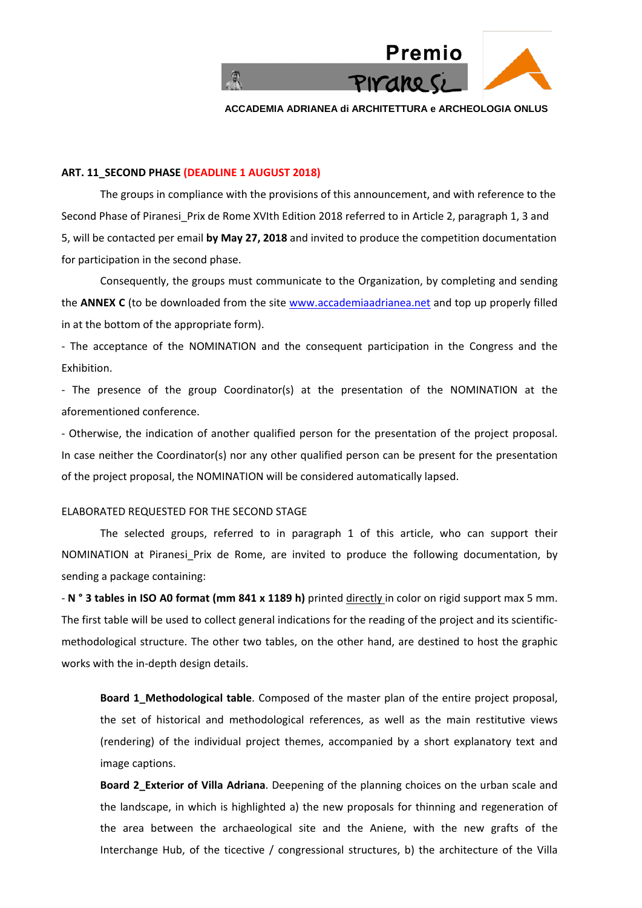**ART. 11_SECOND PHASE (DEADLINE 1 AUGUST 2018)**

The groups in compliance with the provisions of this announcement, and with reference to the Second Phase of Piranesi_Prix de Rome XVIth Edition 2018 referred to in Article 2, paragraph 1, 3 and 5, will be contacted per email **by May 27, 2018** and invited to produce the competition documentation for participation in the second phase.

Consequently, the groups must communicate to the Organization, by completing and sending the **ANNEX C** (to be downloaded from the site www.accademiaadrianea.net and top up properly filled in at the bottom of the appropriate form).

- The acceptance of the NOMINATION and the consequent participation in the Congress and the Exhibition.
- The presence of the group Coordinator(s) at the presentation of the NOMINATION at the aforementioned conference.
- Otherwise, the indication of another qualified person for the presentation of the project proposal. In case neither the Coordinator(s) nor any other qualified person can be present for the presentation of the project proposal, the NOMINATION will be considered automatically lapsed.

ELABORATED REQUESTED FOR THE SECOND STAGE

The selected groups, referred to in paragraph 1 of this article, who can support their NOMINATION at Piranesi_Prix de Rome, are invited to produce the following documentation, by sending a package containing:

- **N ° 3 tables in ISO A0 format (mm 841 x 1189 h)** printed directly in color on rigid support max 5 mm. The first table will be used to collect general indications for the reading of the project and its scientific-methodological structure. The other two tables, on the other hand, are destined to host the graphic works with the in-depth design details.

**Board 1_Methodological table**. Composed of the master plan of the entire project proposal, the set of historical and methodological references, as well as the main restitutive views (rendering) of the individual project themes, accompanied by a short explanatory text and image captions.

**Board 2_Exterior of Villa Adriana**. Deepening of the planning choices on the urban scale and the landscape, in which is highlighted a) the new proposals for thinning and regeneration of the area between the archaeological site and the Aniene, with the new grafts of the Interchange Hub, of the ticective / congressional structures, b) the architecture of the Villa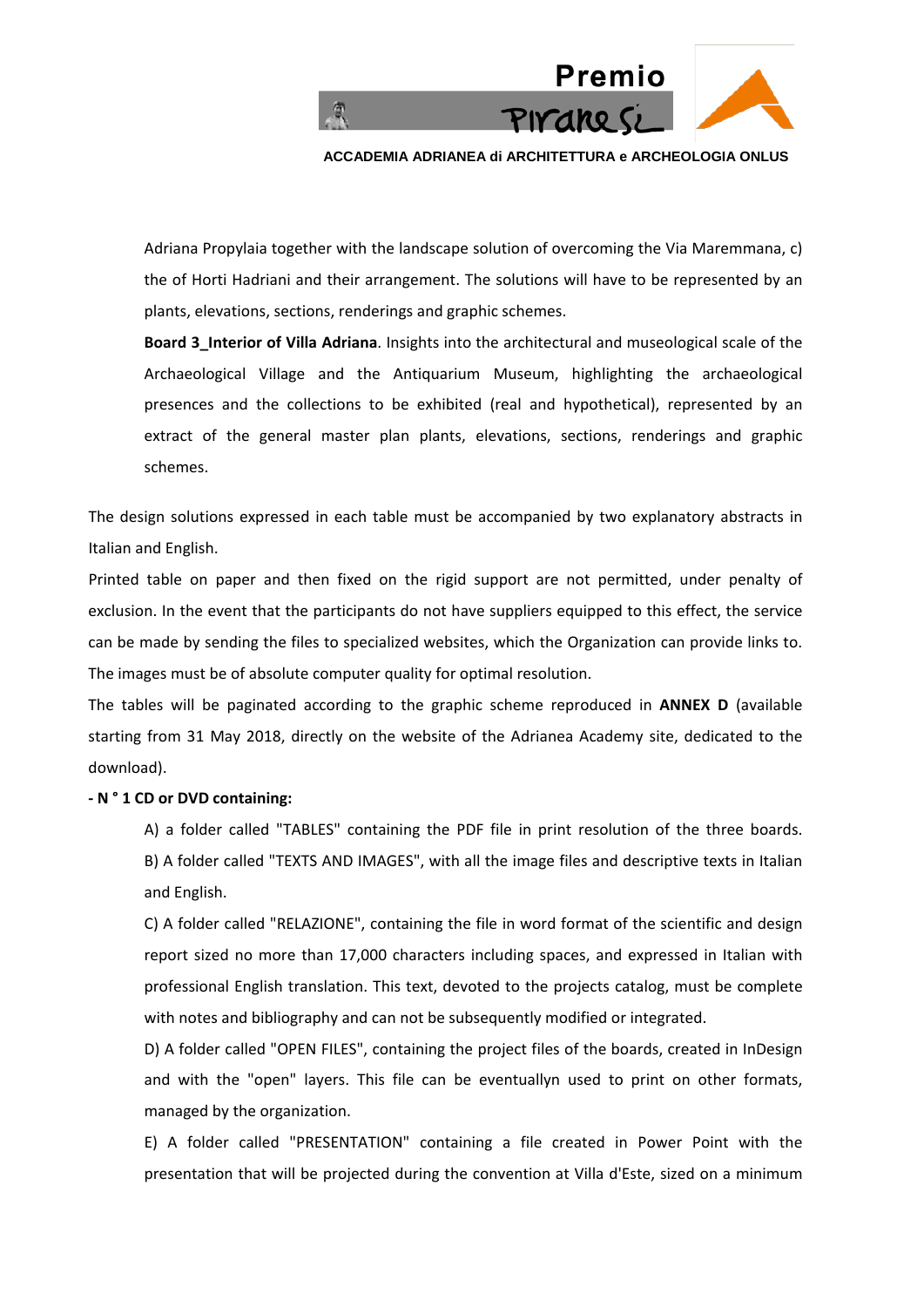Adriana Propylaia together with the landscape solution of overcoming the Via Maremmana, c) the of Horti Hadriani and their arrangement. The solutions will have to be represented by an plants, elevations, sections, renderings and graphic schemes.

**Board 3_Interior of Villa Adriana**. Insights into the architectural and museological scale of the Archaeological Village and the Antiquarium Museum, highlighting the archaeological presences and the collections to be exhibited (real and hypothetical), represented by an extract of the general master plan plants, elevations, sections, renderings and graphic schemes.

The design solutions expressed in each table must be accompanied by two explanatory abstracts in Italian and English.

Printed table on paper and then fixed on the rigid support are not permitted, under penalty of exclusion. In the event that the participants do not have suppliers equipped to this effect, the service can be made by sending the files to specialized websites, which the Organization can provide links to. The images must be of absolute computer quality for optimal resolution.

The tables will be paginated according to the graphic scheme reproduced in **ANNEX D** (available starting from 31 May 2018, directly on the website of the Adrianea Academy site, dedicated to the download).

**- N ° 1 CD or DVD containing:**

A) a folder called "TABLES" containing the PDF file in print resolution of the three boards.

B) A folder called "TEXTS AND IMAGES", with all the image files and descriptive texts in Italian and English.

C) A folder called "RELAZIONE", containing the file in word format of the scientific and design report sized no more than 17,000 characters including spaces, and expressed in Italian with professional English translation. This text, devoted to the projects catalog, must be complete with notes and bibliography and can not be subsequently modified or integrated.

D) A folder called "OPEN FILES", containing the project files of the boards, created in InDesign and with the "open" layers. This file can be eventuallyn used to print on other formats, managed by the organization.

E) A folder called "PRESENTATION" containing a file created in Power Point with the presentation that will be projected during the convention at Villa d'Este, sized on a minimum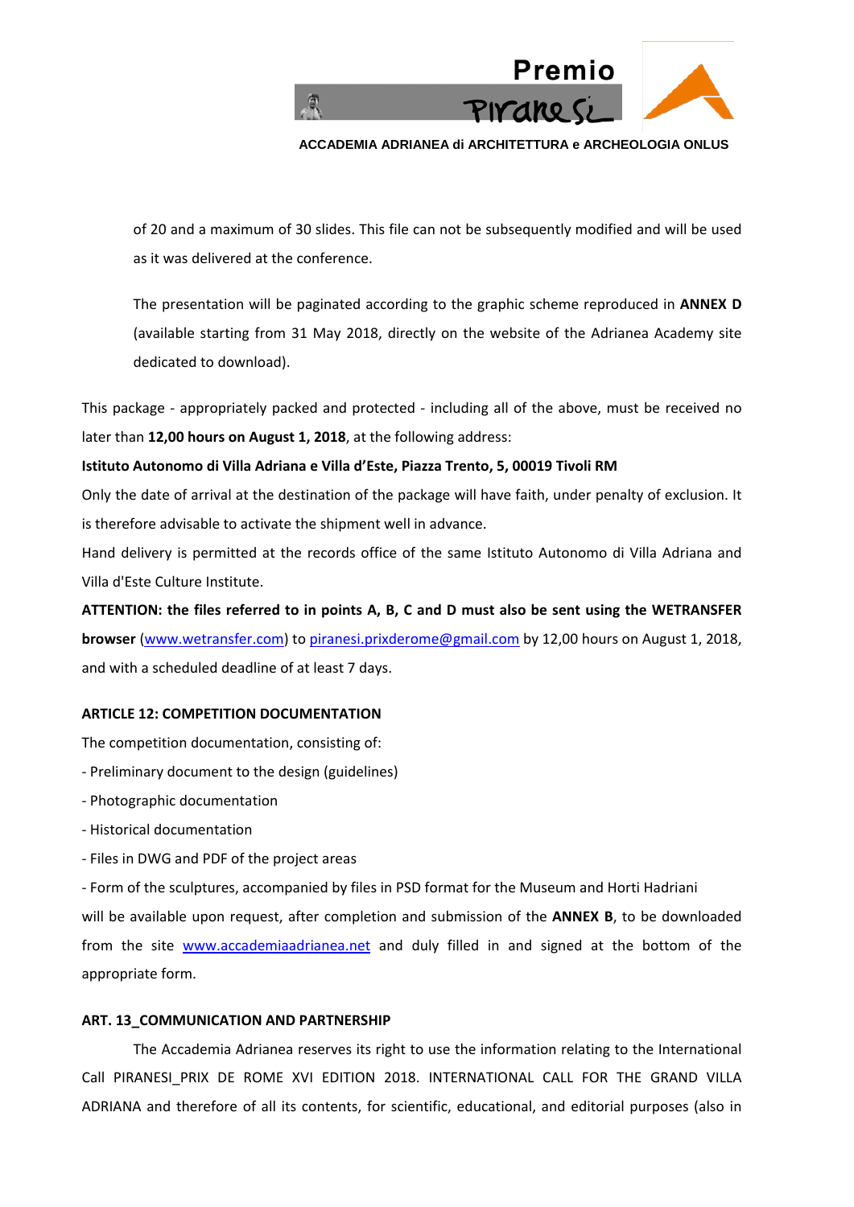of 20 and a maximum of 30 slides. This file can not be subsequently modified and will be used as it was delivered at the conference.

The presentation will be paginated according to the graphic scheme reproduced in **ANNEX D** (available starting from 31 May 2018, directly on the website of the Adrianea Academy site dedicated to download).

This package - appropriately packed and protected - including all of the above, must be received no later than **12,00 hours on August 1, 2018**, at the following address:

**Istituto Autonomo di Villa Adriana e Villa d'Este, Piazza Trento, 5, 00019 Tivoli RM**

Only the date of arrival at the destination of the package will have faith, under penalty of exclusion. It is therefore advisable to activate the shipment well in advance.

Hand delivery is permitted at the records office of the same Istituto Autonomo di Villa Adriana and Villa d'Este Culture Institute.

**ATTENTION: the files referred to in points A, B, C and D must also be sent using the WETRANSFER browser** (www.wetransfer.com) to piranesi.prixderome@gmail.com by 12,00 hours on August 1, 2018, and with a scheduled deadline of at least 7 days.

**ARTICLE 12: COMPETITION DOCUMENTATION**

The competition documentation, consisting of:

- Preliminary document to the design (guidelines)
- Photographic documentation
- Historical documentation
- Files in DWG and PDF of the project areas
- Form of the sculptures, accompanied by files in PSD format for the Museum and Horti Hadriani

will be available upon request, after completion and submission of the **ANNEX B**, to be downloaded from the site www.accademiaadrianea.net and duly filled in and signed at the bottom of the appropriate form.

**ART. 13_COMMUNICATION AND PARTNERSHIP**

The Accademia Adrianea reserves its right to use the information relating to the International Call PIRANESI_PRIX DE ROME XVI EDITION 2018. INTERNATIONAL CALL FOR THE GRAND VILLA ADRIANA and therefore of all its contents, for scientific, educational, and editorial purposes (also in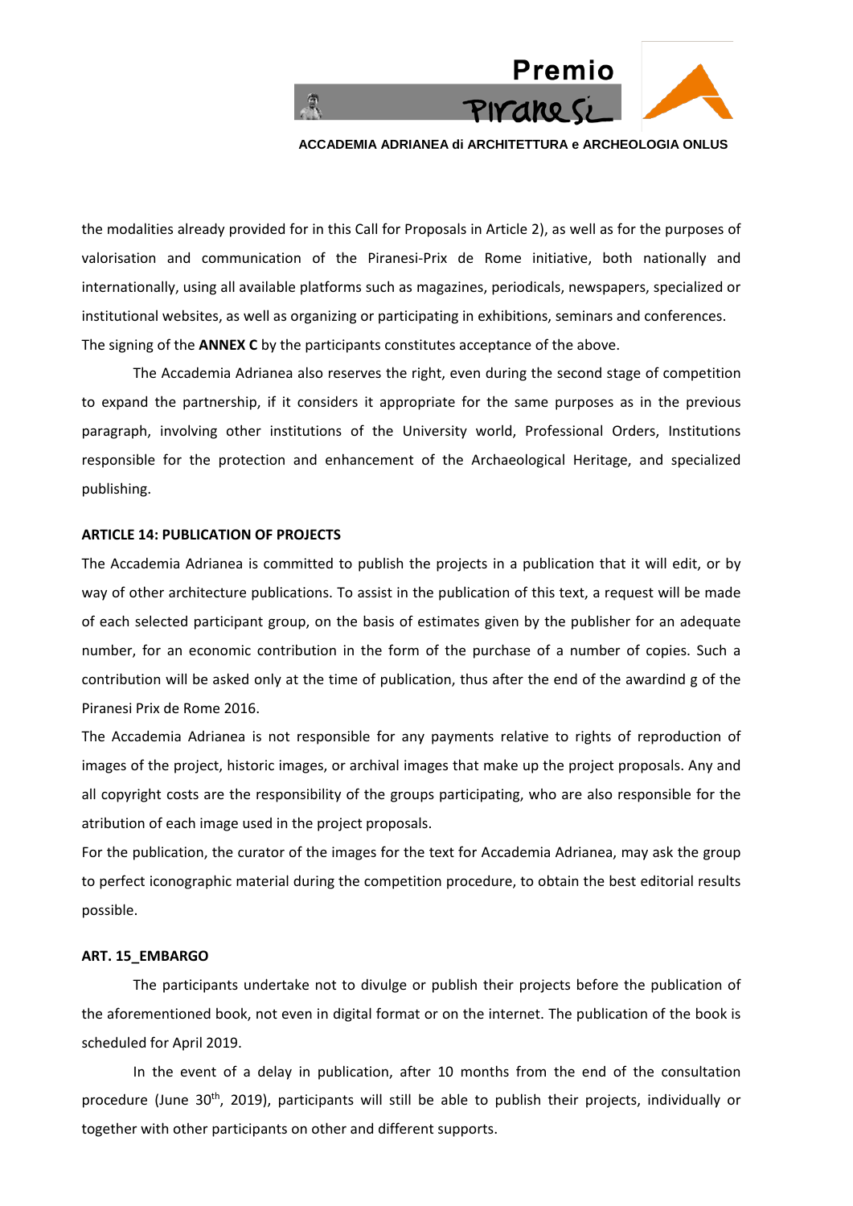the modalities already provided for in this Call for Proposals in Article 2), as well as for the purposes of valorisation and communication of the Piranesi-Prix de Rome initiative, both nationally and internationally, using all available platforms such as magazines, periodicals, newspapers, specialized or institutional websites, as well as organizing or participating in exhibitions, seminars and conferences. The signing of the **ANNEX C** by the participants constitutes acceptance of the above.

The Accademia Adrianea also reserves the right, even during the second stage of competition to expand the partnership, if it considers it appropriate for the same purposes as in the previous paragraph, involving other institutions of the University world, Professional Orders, Institutions responsible for the protection and enhancement of the Archaeological Heritage, and specialized publishing.

**ARTICLE 14: PUBLICATION OF PROJECTS**

The Accademia Adrianea is committed to publish the projects in a publication that it will edit, or by way of other architecture publications. To assist in the publication of this text, a request will be made of each selected participant group, on the basis of estimates given by the publisher for an adequate number, for an economic contribution in the form of the purchase of a number of copies. Such a contribution will be asked only at the time of publication, thus after the end of the awardind g of the Piranesi Prix de Rome 2016.

The Accademia Adrianea is not responsible for any payments relative to rights of reproduction of images of the project, historic images, or archival images that make up the project proposals. Any and all copyright costs are the responsibility of the groups participating, who are also responsible for the atribution of each image used in the project proposals.

For the publication, the curator of the images for the text for Accademia Adrianea, may ask the group to perfect iconographic material during the competition procedure, to obtain the best editorial results possible.

**ART. 15_EMBARGO**

The participants undertake not to divulge or publish their projects before the publication of the aforementioned book, not even in digital format or on the internet. The publication of the book is scheduled for April 2019.

In the event of a delay in publication, after 10 months from the end of the consultation procedure (June 30th, 2019), participants will still be able to publish their projects, individually or together with other participants on other and different supports.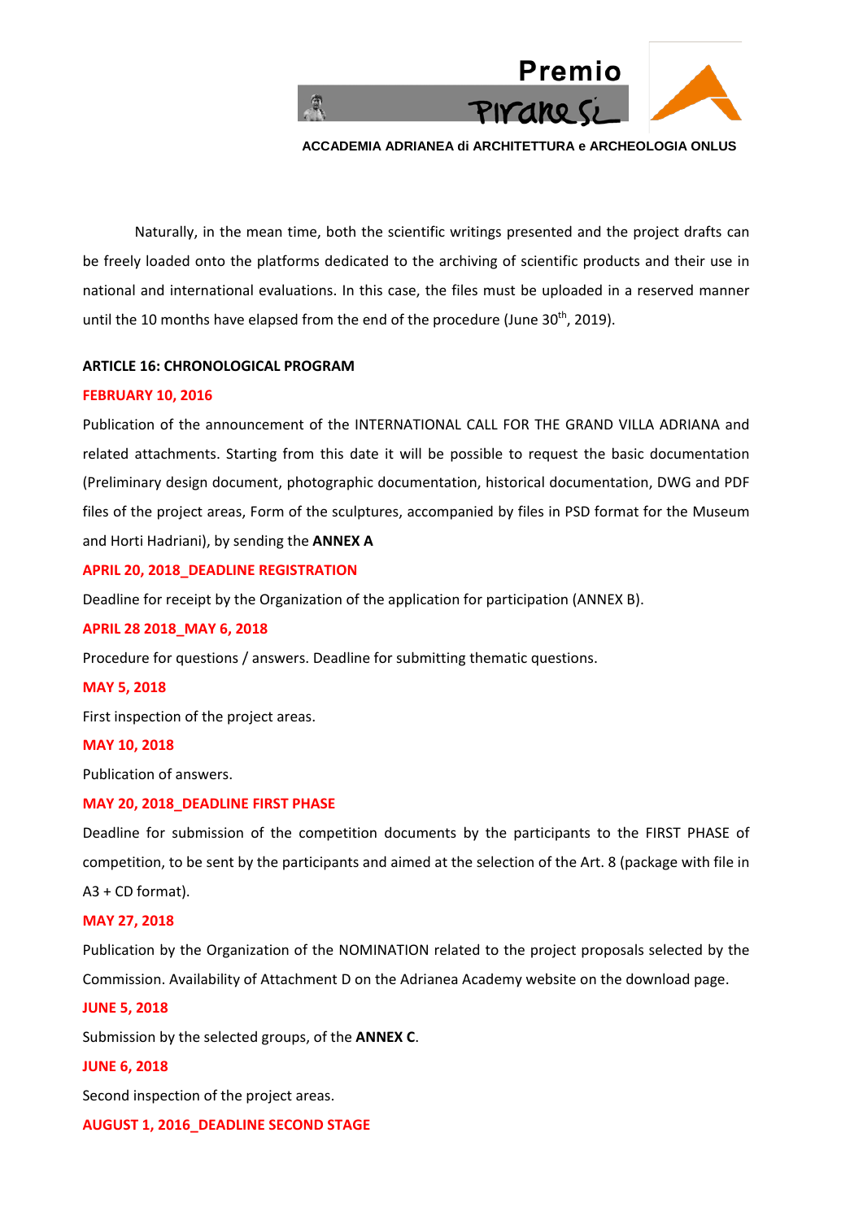Naturally, in the mean time, both the scientific writings presented and the project drafts can be freely loaded onto the platforms dedicated to the archiving of scientific products and their use in national and international evaluations. In this case, the files must be uploaded in a reserved manner until the 10 months have elapsed from the end of the procedure (June 30th, 2019).

**ARTICLE 16: CHRONOLOGICAL PROGRAM**

**FEBRUARY 10, 2016**

Publication of the announcement of the INTERNATIONAL CALL FOR THE GRAND VILLA ADRIANA and related attachments. Starting from this date it will be possible to request the basic documentation (Preliminary design document, photographic documentation, historical documentation, DWG and PDF files of the project areas, Form of the sculptures, accompanied by files in PSD format for the Museum and Horti Hadriani), by sending the **ANNEX A**

**APRIL 20, 2018_DEADLINE REGISTRATION**

Deadline for receipt by the Organization of the application for participation (ANNEX B).

**APRIL 28 2018_MAY 6, 2018**

Procedure for questions / answers. Deadline for submitting thematic questions.

**MAY 5, 2018**

First inspection of the project areas.

**MAY 10, 2018**

Publication of answers.

**MAY 20, 2018_DEADLINE FIRST PHASE**

Deadline for submission of the competition documents by the participants to the FIRST PHASE of competition, to be sent by the participants and aimed at the selection of the Art. 8 (package with file in A3 + CD format).

**MAY 27, 2018**

Publication by the Organization of the NOMINATION related to the project proposals selected by the Commission. Availability of Attachment D on the Adrianea Academy website on the download page.

**JUNE 5, 2018**

Submission by the selected groups, of the **ANNEX C**.

**JUNE 6, 2018**

Second inspection of the project areas.

**AUGUST 1, 2016_DEADLINE SECOND STAGE**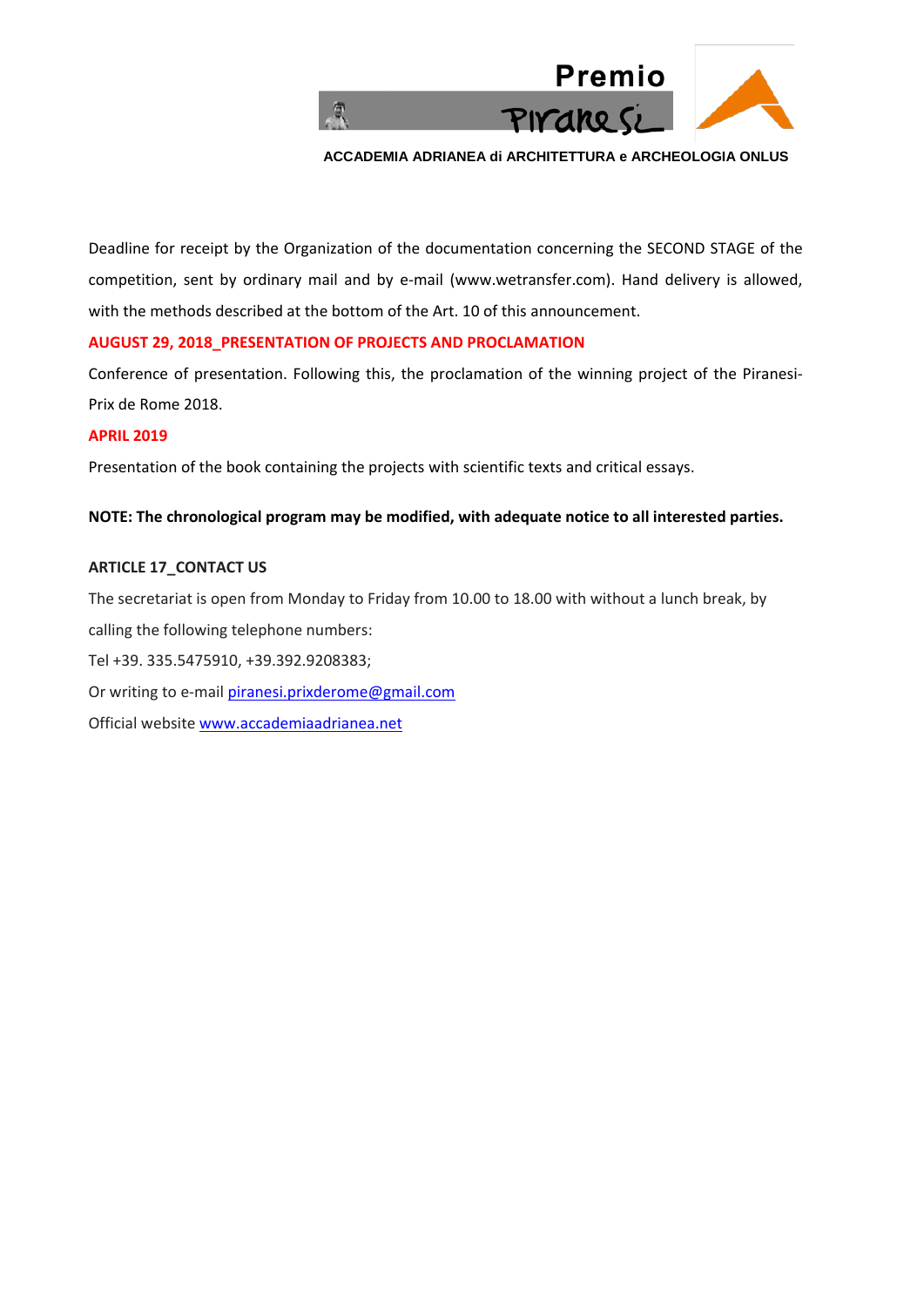Deadline for receipt by the Organization of the documentation concerning the SECOND STAGE of the competition, sent by ordinary mail and by e-mail (www.wetransfer.com). Hand delivery is allowed, with the methods described at the bottom of the Art. 10 of this announcement.

**AUGUST 29, 2018_PRESENTATION OF PROJECTS AND PROCLAMATION**

Conference of presentation. Following this, the proclamation of the winning project of the Piranesi-Prix de Rome 2018.

**APRIL 2019**

Presentation of the book containing the projects with scientific texts and critical essays.

**NOTE: The chronological program may be modified, with adequate notice to all interested parties.**

**ARTICLE 17_CONTACT US**

The secretariat is open from Monday to Friday from 10.00 to 18.00 with without a lunch break, by calling the following telephone numbers:

Tel +39. 335.5475910, +39.392.9208383;

Or writing to e-mail piranesi.prixderome@gmail.com

Official website www.accademiaadrianea.net